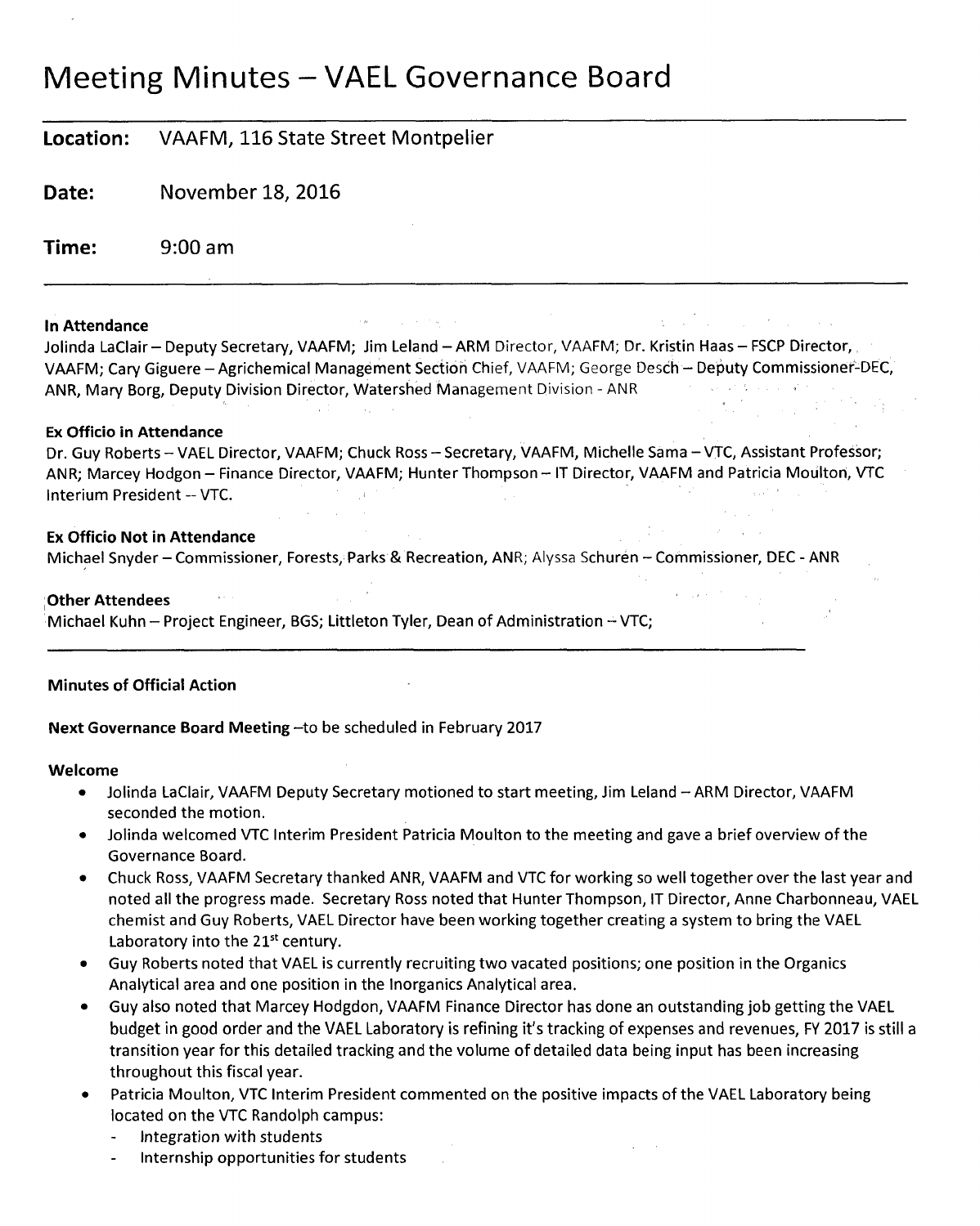# Meeting Minutes – VAEL Governance Board

**Location:** VAAFM, 116 State Street Montpelier

**Date:** November 18, 2016

**Time:** 9:00 am

---

**In Attendance**
Jolinda LaClair – Deputy Secretary, VAAFM; Jim Leland – ARM Director, VAAFM; Dr. Kristin Haas – FSCP Director, VAAFM; Cary Giguere – Agrichemical Management Section Chief, VAAFM; George Desch – Deputy Commissioner-DEC, ANR, Mary Borg, Deputy Division Director, Watershed Management Division - ANR

**Ex Officio in Attendance**
Dr. Guy Roberts – VAEL Director, VAAFM; Chuck Ross – Secretary, VAAFM, Michelle Sama – VTC, Assistant Professor; ANR; Marcey Hodgon – Finance Director, VAAFM; Hunter Thompson – IT Director, VAAFM and Patricia Moulton, VTC Interium President -- VTC.

**Ex Officio Not in Attendance**
Michael Snyder – Commissioner, Forests, Parks & Recreation, ANR; Alyssa Schuren – Commissioner, DEC - ANR

**Other Attendees**
Michael Kuhn – Project Engineer, BGS; Littleton Tyler, Dean of Administration – VTC;

---

**Minutes of Official Action**

**Next Governance Board Meeting** –to be scheduled in February 2017

**Welcome**

- Jolinda LaClair, VAAFM Deputy Secretary motioned to start meeting, Jim Leland – ARM Director, VAAFM seconded the motion.
- Jolinda welcomed VTC Interim President Patricia Moulton to the meeting and gave a brief overview of the Governance Board.
- Chuck Ross, VAAFM Secretary thanked ANR, VAAFM and VTC for working so well together over the last year and noted all the progress made. Secretary Ross noted that Hunter Thompson, IT Director, Anne Charbonneau, VAEL chemist and Guy Roberts, VAEL Director have been working together creating a system to bring the VAEL Laboratory into the 21st century.
- Guy Roberts noted that VAEL is currently recruiting two vacated positions; one position in the Organics Analytical area and one position in the Inorganics Analytical area.
- Guy also noted that Marcey Hodgdon, VAAFM Finance Director has done an outstanding job getting the VAEL budget in good order and the VAEL Laboratory is refining it's tracking of expenses and revenues, FY 2017 is still a transition year for this detailed tracking and the volume of detailed data being input has been increasing throughout this fiscal year.
- Patricia Moulton, VTC Interim President commented on the positive impacts of the VAEL Laboratory being located on the VTC Randolph campus:
  - Integration with students
  - Internship opportunities for students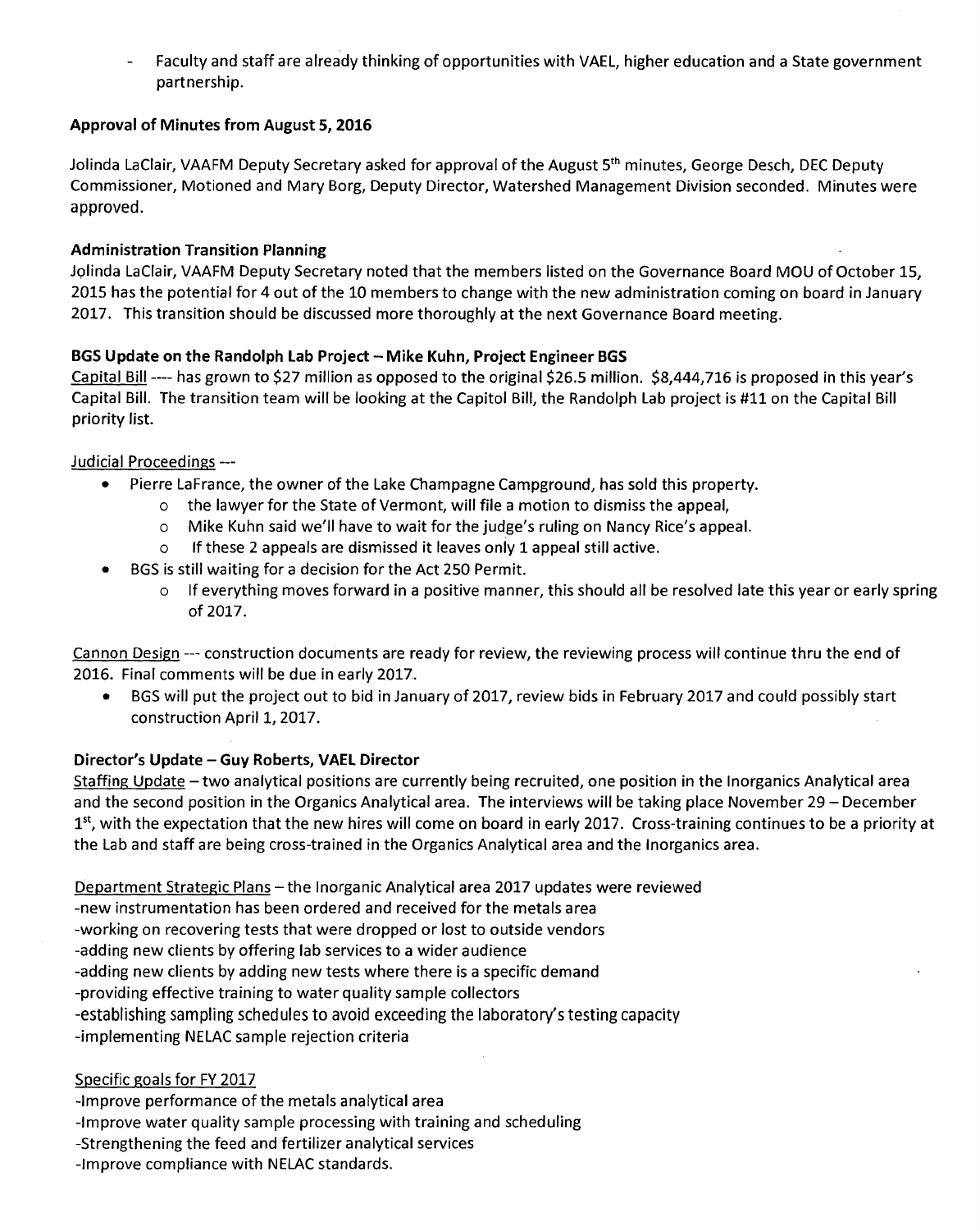- Faculty and staff are already thinking of opportunities with VAEL, higher education and a State government partnership.

**Approval of Minutes from August 5, 2016**

Jolinda LaClair, VAAFM Deputy Secretary asked for approval of the August 5th minutes, George Desch, DEC Deputy Commissioner, Motioned and Mary Borg, Deputy Director, Watershed Management Division seconded. Minutes were approved.

**Administration Transition Planning**

Jolinda LaClair, VAAFM Deputy Secretary noted that the members listed on the Governance Board MOU of October 15, 2015 has the potential for 4 out of the 10 members to change with the new administration coming on board in January 2017. This transition should be discussed more thoroughly at the next Governance Board meeting.

**BGS Update on the Randolph Lab Project – Mike Kuhn, Project Engineer BGS**

Capital Bill ---- has grown to $27 million as opposed to the original $26.5 million. $8,444,716 is proposed in this year's Capital Bill. The transition team will be looking at the Capitol Bill, the Randolph Lab project is #11 on the Capital Bill priority list.

Judicial Proceedings ---

- Pierre LaFrance, the owner of the Lake Champagne Campground, has sold this property.
  - the lawyer for the State of Vermont, will file a motion to dismiss the appeal,
  - Mike Kuhn said we'll have to wait for the judge's ruling on Nancy Rice's appeal.
  - If these 2 appeals are dismissed it leaves only 1 appeal still active.
- BGS is still waiting for a decision for the Act 250 Permit.
  - If everything moves forward in a positive manner, this should all be resolved late this year or early spring of 2017.

Cannon Design --- construction documents are ready for review, the reviewing process will continue thru the end of 2016. Final comments will be due in early 2017.

- BGS will put the project out to bid in January of 2017, review bids in February 2017 and could possibly start construction April 1, 2017.

**Director's Update – Guy Roberts, VAEL Director**

Staffing Update – two analytical positions are currently being recruited, one position in the Inorganics Analytical area and the second position in the Organics Analytical area. The interviews will be taking place November 29 – December 1st, with the expectation that the new hires will come on board in early 2017. Cross-training continues to be a priority at the Lab and staff are being cross-trained in the Organics Analytical area and the Inorganics area.

Department Strategic Plans – the Inorganic Analytical area 2017 updates were reviewed

-new instrumentation has been ordered and received for the metals area
-working on recovering tests that were dropped or lost to outside vendors
-adding new clients by offering lab services to a wider audience
-adding new clients by adding new tests where there is a specific demand
-providing effective training to water quality sample collectors
-establishing sampling schedules to avoid exceeding the laboratory's testing capacity
-implementing NELAC sample rejection criteria

Specific goals for FY 2017

-Improve performance of the metals analytical area
-Improve water quality sample processing with training and scheduling
-Strengthening the feed and fertilizer analytical services
-Improve compliance with NELAC standards.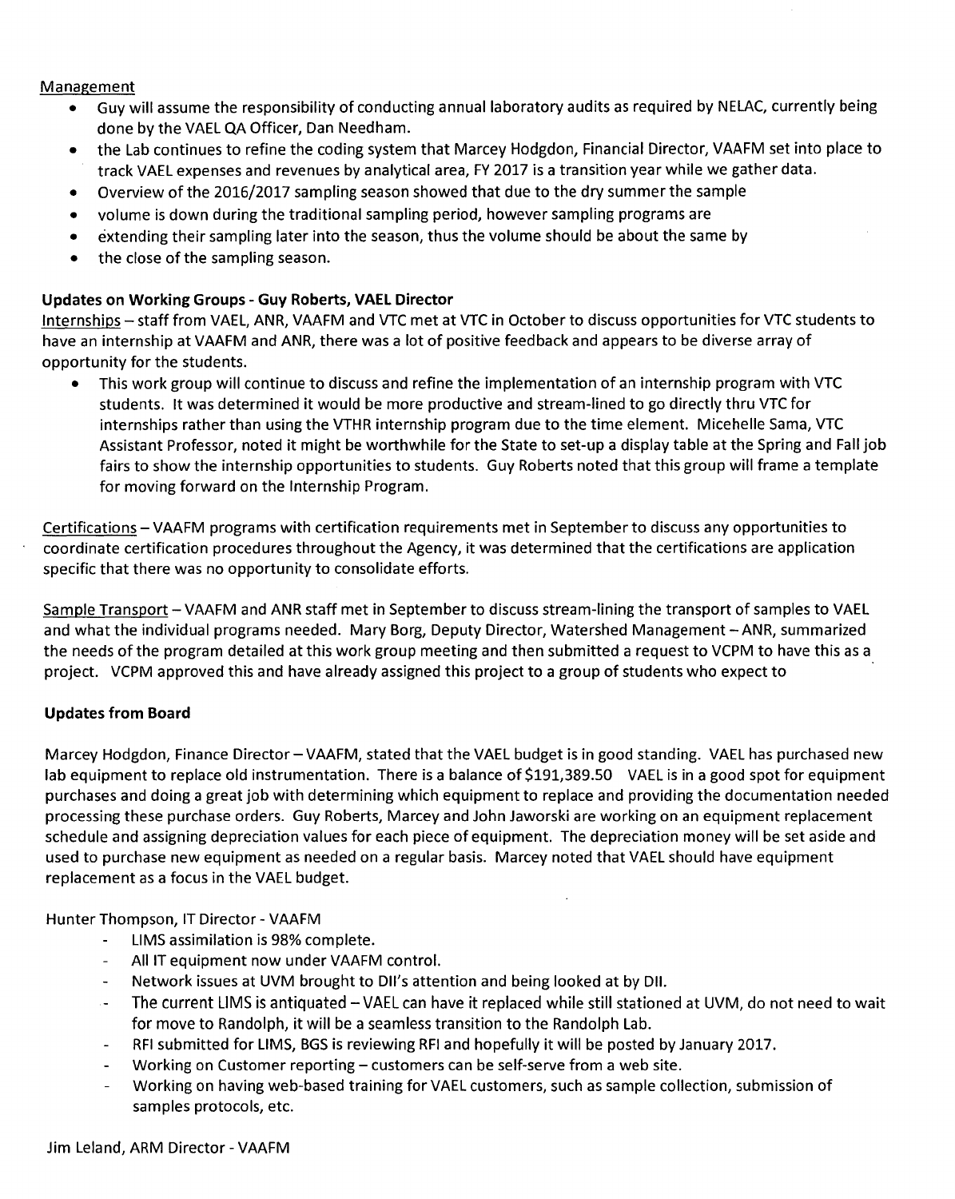Management

- Guy will assume the responsibility of conducting annual laboratory audits as required by NELAC, currently being done by the VAEL QA Officer, Dan Needham.
- the Lab continues to refine the coding system that Marcey Hodgdon, Financial Director, VAAFM set into place to track VAEL expenses and revenues by analytical area, FY 2017 is a transition year while we gather data.
- Overview of the 2016/2017 sampling season showed that due to the dry summer the sample
- volume is down during the traditional sampling period, however sampling programs are
- extending their sampling later into the season, thus the volume should be about the same by
- the close of the sampling season.

**Updates on Working Groups - Guy Roberts, VAEL Director**

Internships – staff from VAEL, ANR, VAAFM and VTC met at VTC in October to discuss opportunities for VTC students to have an internship at VAAFM and ANR, there was a lot of positive feedback and appears to be diverse array of opportunity for the students.

- This work group will continue to discuss and refine the implementation of an internship program with VTC students. It was determined it would be more productive and stream-lined to go directly thru VTC for internships rather than using the VTHR internship program due to the time element. Micehelle Sama, VTC Assistant Professor, noted it might be worthwhile for the State to set-up a display table at the Spring and Fall job fairs to show the internship opportunities to students. Guy Roberts noted that this group will frame a template for moving forward on the Internship Program.

Certifications – VAAFM programs with certification requirements met in September to discuss any opportunities to coordinate certification procedures throughout the Agency, it was determined that the certifications are application specific that there was no opportunity to consolidate efforts.

Sample Transport – VAAFM and ANR staff met in September to discuss stream-lining the transport of samples to VAEL and what the individual programs needed. Mary Borg, Deputy Director, Watershed Management – ANR, summarized the needs of the program detailed at this work group meeting and then submitted a request to VCPM to have this as a project. VCPM approved this and have already assigned this project to a group of students who expect to

**Updates from Board**

Marcey Hodgdon, Finance Director – VAAFM, stated that the VAEL budget is in good standing. VAEL has purchased new lab equipment to replace old instrumentation. There is a balance of $191,389.50 VAEL is in a good spot for equipment purchases and doing a great job with determining which equipment to replace and providing the documentation needed processing these purchase orders. Guy Roberts, Marcey and John Jaworski are working on an equipment replacement schedule and assigning depreciation values for each piece of equipment. The depreciation money will be set aside and used to purchase new equipment as needed on a regular basis. Marcey noted that VAEL should have equipment replacement as a focus in the VAEL budget.

Hunter Thompson, IT Director - VAAFM

- LIMS assimilation is 98% complete.
- All IT equipment now under VAAFM control.
- Network issues at UVM brought to DII's attention and being looked at by DII.
- The current LIMS is antiquated – VAEL can have it replaced while still stationed at UVM, do not need to wait for move to Randolph, it will be a seamless transition to the Randolph Lab.
- RFI submitted for LIMS, BGS is reviewing RFI and hopefully it will be posted by January 2017.
- Working on Customer reporting – customers can be self-serve from a web site.
- Working on having web-based training for VAEL customers, such as sample collection, submission of samples protocols, etc.

Jim Leland, ARM Director - VAAFM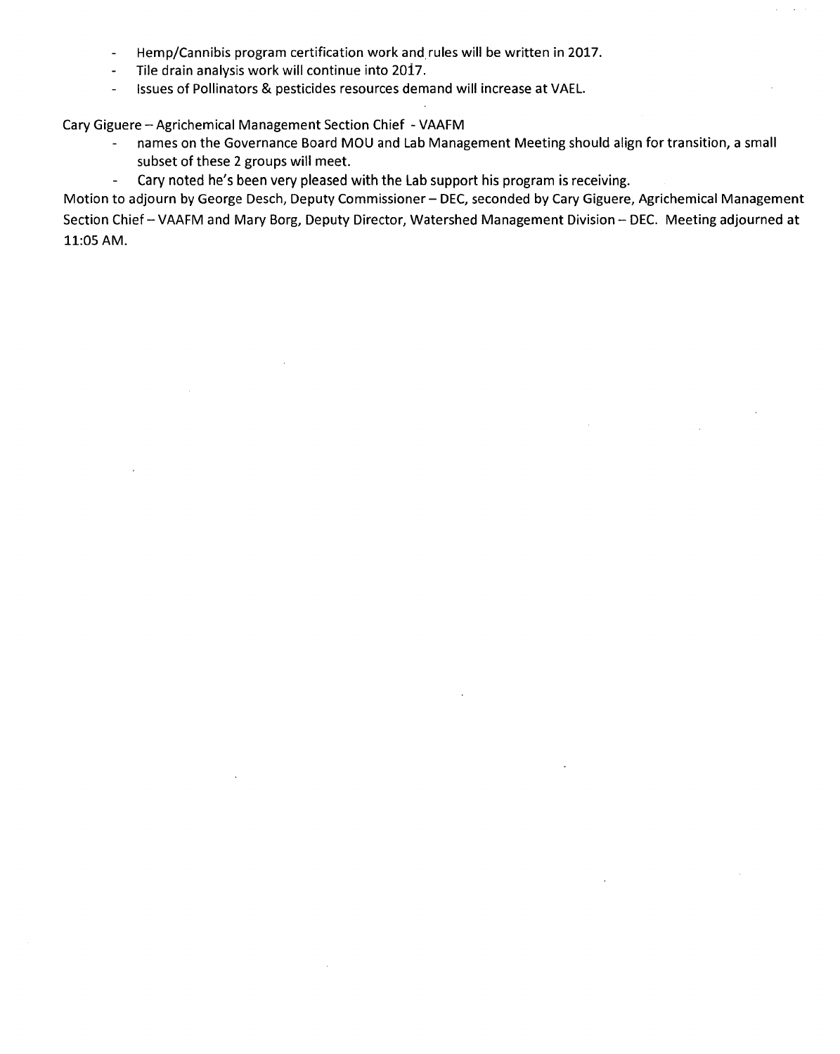- Hemp/Cannibis program certification work and rules will be written in 2017.
- Tile drain analysis work will continue into 2017.
- Issues of Pollinators & pesticides resources demand will increase at VAEL.

Cary Giguere – Agrichemical Management Section Chief - VAAFM

- names on the Governance Board MOU and Lab Management Meeting should align for transition, a small subset of these 2 groups will meet.
- Cary noted he's been very pleased with the Lab support his program is receiving.

Motion to adjourn by George Desch, Deputy Commissioner – DEC, seconded by Cary Giguere, Agrichemical Management Section Chief – VAAFM and Mary Borg, Deputy Director, Watershed Management Division – DEC. Meeting adjourned at 11:05 AM.